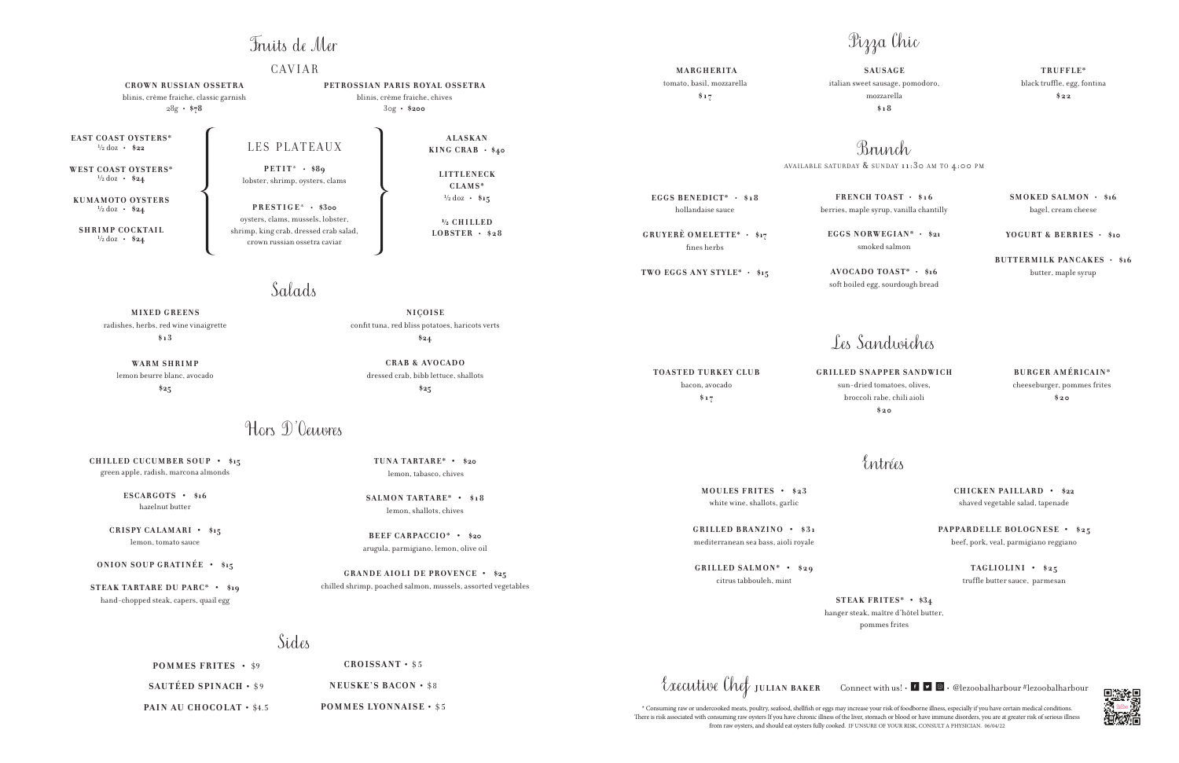# Fruits de Mer

## CAVIAR

**CROWN RUSSIAN OSSETRA**
blinis, crème fraiche, classic garnish
28g • $78

**PETROSSIAN PARIS ROYAL OSSETRA**
blinis, crème fraiche, chives
30g • $200

**EAST COAST OYSTERS*** ½ doz • $22

**WEST COAST OYSTERS*** ½ doz • $24

**KUMAMOTO OYSTERS** ½ doz • $24

**SHRIMP COCKTAIL** ½ doz • $24

## LES PLATEAUX

**PETIT* • $89**
lobster, shrimp, oysters, clams

**PRESTIGE* • $300**
oysters, clams, mussels, lobster, shrimp, king crab, dressed crab salad, crown russian ossetra caviar

**ALASKAN KING CRAB • $40**

**LITTLENECK CLAMS*** ½ doz • $15

**½ CHILLED LOBSTER • $28**

# Salads

**MIXED GREENS**
radishes, herbs, red wine vinaigrette
$13

**NIÇOISE**
confit tuna, red bliss potatoes, haricots verts
$24

**WARM SHRIMP**
lemon beurre blanc, avocado
$25

**CRAB & AVOCADO**
dressed crab, bibb lettuce, shallots
$25

# Hors D'Oeuvres

**CHILLED CUCUMBER SOUP • $15**
green apple, radish, marcona almonds

**ESCARGOTS • $16**
hazelnut butter

**CRISPY CALAMARI • $15**
lemon, tomato sauce

**ONION SOUP GRATINÉE • $15**

**STEAK TARTARE DU PARC* • $19**
hand-chopped steak, capers, quail egg

**TUNA TARTARE* • $20**
lemon, tabasco, chives

**SALMON TARTARE* • $18**
lemon, shallots, chives

**BEEF CARPACCIO* • $20**
arugula, parmigiano, lemon, olive oil

**GRANDE AIOLI DE PROVENCE • $25**
chilled shrimp, poached salmon, mussels, assorted vegetables

# Sides

**POMMES FRITES** • $9

**SAUTÉED SPINACH** • $9

**PAIN AU CHOCOLAT** • $4.5

**CROISSANT** • $5

**NEUSKE'S BACON** • $8

**POMMES LYONNAISE** • $5

# Pizza Chic

**MARGHERITA**
tomato, basil, mozzarella
$17

**SAUSAGE**
italian sweet sausage, pomodoro, mozzarella
$18

**TRUFFLE***
black truffle, egg, fontina
$22

# Brunch

AVAILABLE SATURDAY & SUNDAY 11:30 AM TO 4:00 PM

**EGGS BENEDICT* • $18**
hollandaise sauce

**GRUYERÈ OMELETTE* • $17**
fines herbs

**TWO EGGS ANY STYLE* • $15**

**FRENCH TOAST • $16**
berries, maple syrup, vanilla chantilly

**EGGS NORWEGIAN* • $21**
smoked salmon

**AVOCADO TOAST* • $16**
soft boiled egg, sourdough bread

**SMOKED SALMON • $16**
bagel, cream cheese

**YOGURT & BERRIES • $10**

**BUTTERMILK PANCAKES • $16**
butter, maple syrup

# Les Sandwiches

**TOASTED TURKEY CLUB**
bacon, avocado
$17

**GRILLED SNAPPER SANDWICH**
sun-dried tomatoes, olives, broccoli rabe, chili aioli
$20

**BURGER AMÉRICAIN***
cheeseburger, pommes frites
$20

# Entrées

**MOULES FRITES • $23**
white wine, shallots, garlic

**GRILLED BRANZINO • $31**
mediterranean sea bass, aioli royale

**GRILLED SALMON* • $29**
citrus tabbouleh, mint

**CHICKEN PAILLARD • $22**
shaved vegetable salad, tapenade

**PAPPARDELLE BOLOGNESE • $25**
beef, pork, veal, parmigiano reggiano

**TAGLIOLINI • $25**
truffle butter sauce, parmesan

**STEAK FRITES* • $34**
hanger steak, maître d'hôtel butter, pommes frites

Executive Chef **JULIAN BAKER** Connect with us! • @lezoobalharbour #lezoobalharbour

* Consuming raw or undercooked meats, poultry, seafood, shellfish or eggs may increase your risk of foodborne illness, especially if you have certain medical conditions. There is risk associated with consuming raw oysters If you have chronic illness of the liver, stomach or blood or have immune disorders, you are at greater risk of serious illness from raw oysters, and should eat oysters fully cooked. IF UNSURE OF YOUR RISK, CONSULT A PHYSICIAN. 06/04/22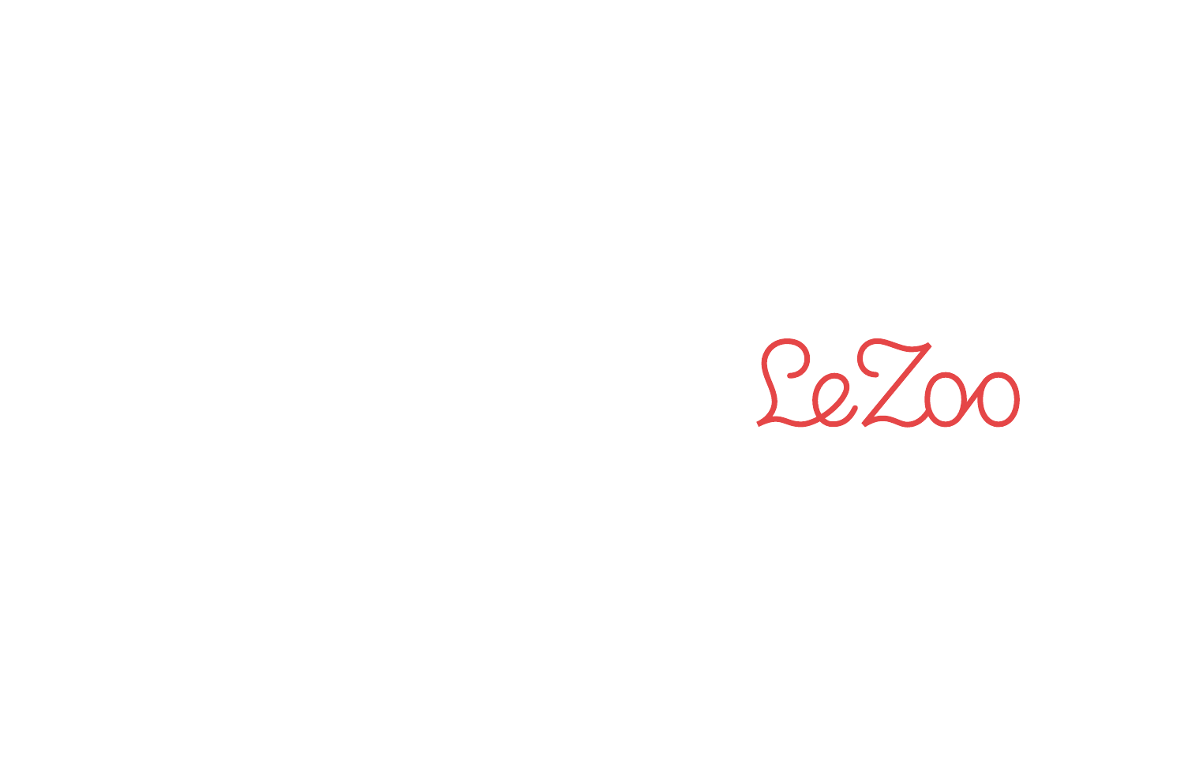LeZoo